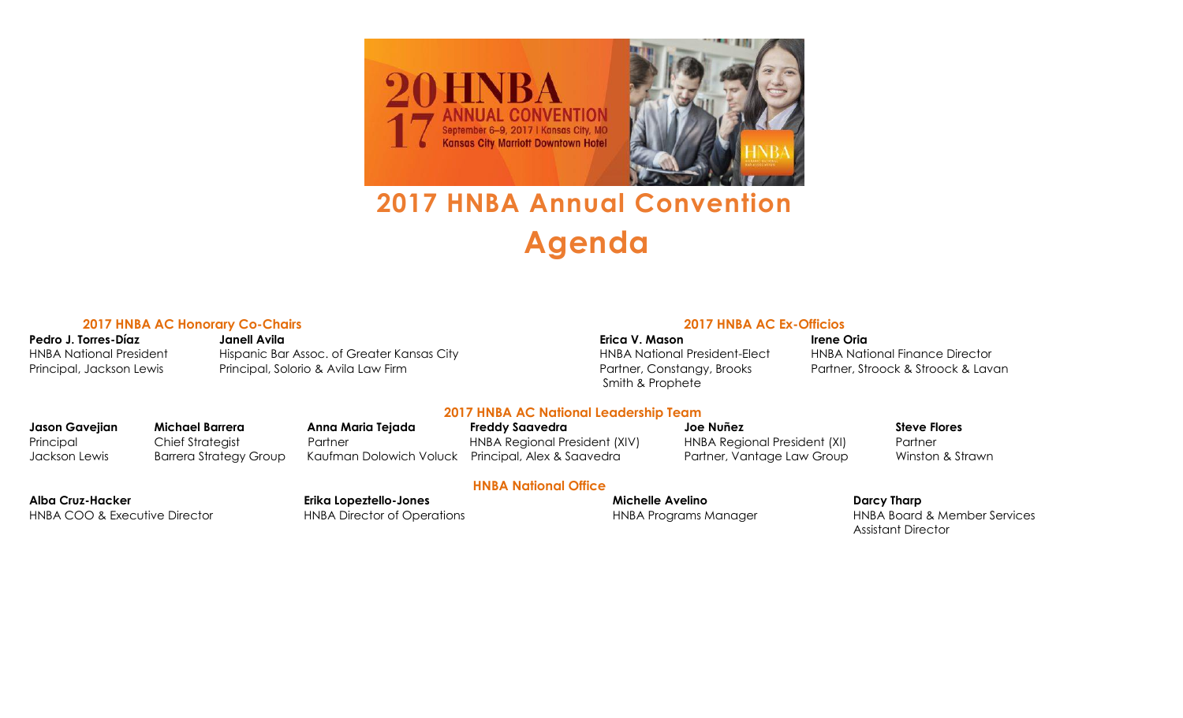# 2017 HNBA Annual Convention Agenda

## 2017 HNBA AC Honorary Co-Chairs

**Pedro J. Torres-Díaz**
HNBA National President
Principal, Jackson Lewis

**Janell Avila**
Hispanic Bar Assoc. of Greater Kansas City
Principal, Solorio & Avila Law Firm

## 2017 HNBA AC Ex-Officios

**Erica V. Mason**
HNBA National President-Elect
Partner, Constangy, Brooks Smith & Prophete

**Irene Oria**
HNBA National Finance Director
Partner, Stroock & Stroock & Lavan

## 2017 HNBA AC National Leadership Team

**Jason Gavejian**
Principal
Jackson Lewis

**Michael Barrera**
Chief Strategist
Barrera Strategy Group

**Anna Maria Tejada**
Partner
Kaufman Dolowich Voluck

**Freddy Saavedra**
HNBA Regional President (XIV)
Principal, Alex & Saavedra

**Joe Nuñez**
HNBA Regional President (XI)
Partner, Vantage Law Group

**Steve Flores**
Partner
Winston & Strawn

## HNBA National Office

**Alba Cruz-Hacker**
HNBA COO & Executive Director

**Erika Lopeztello-Jones**
HNBA Director of Operations

**Michelle Avelino**
HNBA Programs Manager

**Darcy Tharp**
HNBA Board & Member Services Assistant Director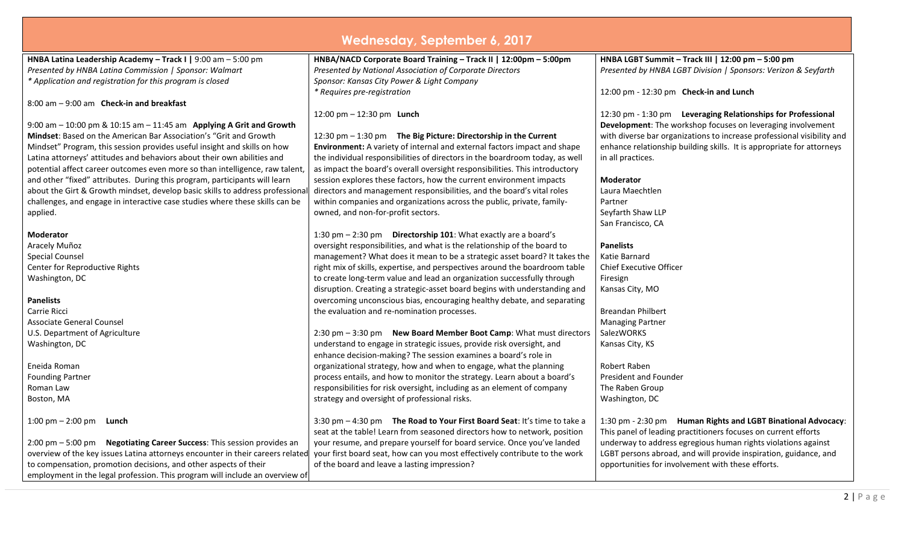## Wednesday, September 6, 2017

**HNBA Latina Leadership Academy – Track I | 9:00 am – 5:00 pm**
*Presented by HNBA Latina Commission | Sponsor: Walmart*
** Application and registration for this program is closed*

8:00 am – 9:00 am **Check-in and breakfast**

9:00 am – 10:00 pm & 10:15 am – 11:45 am **Applying A Grit and Growth Mindset**: Based on the American Bar Association's "Grit and Growth Mindset" Program, this session provides useful insight and skills on how Latina attorneys' attitudes and behaviors about their own abilities and potential affect career outcomes even more so than intelligence, raw talent, and other "fixed" attributes. During this program, participants will learn about the Girt & Growth mindset, develop basic skills to address professional challenges, and engage in interactive case studies where these skills can be applied.

**Moderator**
Aracely Muñoz
Special Counsel
Center for Reproductive Rights
Washington, DC

**Panelists**
Carrie Ricci
Associate General Counsel
U.S. Department of Agriculture
Washington, DC

Eneida Roman
Founding Partner
Roman Law
Boston, MA

1:00 pm – 2:00 pm **Lunch**

2:00 pm – 5:00 pm **Negotiating Career Success**: This session provides an overview of the key issues Latina attorneys encounter in their careers related to compensation, promotion decisions, and other aspects of their employment in the legal profession. This program will include an overview of

**HNBA/NACD Corporate Board Training – Track II | 12:00pm – 5:00pm**
*Presented by National Association of Corporate Directors*
*Sponsor: Kansas City Power & Light Company*
** Requires pre-registration*

12:00 pm – 12:30 pm **Lunch**

12:30 pm – 1:30 pm **The Big Picture: Directorship in the Current Environment:** A variety of internal and external factors impact and shape the individual responsibilities of directors in the boardroom today, as well as impact the board's overall oversight responsibilities. This introductory session explores these factors, how the current environment impacts directors and management responsibilities, and the board's vital roles within companies and organizations across the public, private, family-owned, and non-for-profit sectors.

1:30 pm – 2:30 pm **Directorship 101**: What exactly are a board's oversight responsibilities, and what is the relationship of the board to management? What does it mean to be a strategic asset board? It takes the right mix of skills, expertise, and perspectives around the boardroom table to create long-term value and lead an organization successfully through disruption. Creating a strategic-asset board begins with understanding and overcoming unconscious bias, encouraging healthy debate, and separating the evaluation and re-nomination processes.

2:30 pm – 3:30 pm **New Board Member Boot Camp**: What must directors understand to engage in strategic issues, provide risk oversight, and enhance decision-making? The session examines a board's role in organizational strategy, how and when to engage, what the planning process entails, and how to monitor the strategy. Learn about a board's responsibilities for risk oversight, including as an element of company strategy and oversight of professional risks.

3:30 pm – 4:30 pm **The Road to Your First Board Seat**: It's time to take a seat at the table! Learn from seasoned directors how to network, position your resume, and prepare yourself for board service. Once you've landed your first board seat, how can you most effectively contribute to the work of the board and leave a lasting impression?

**HNBA LGBT Summit – Track III | 12:00 pm – 5:00 pm**
*Presented by HNBA LGBT Division | Sponsors: Verizon & Seyfarth*

12:00 pm - 12:30 pm **Check-in and Lunch**

12:30 pm - 1:30 pm **Leveraging Relationships for Professional Development**: The workshop focuses on leveraging involvement with diverse bar organizations to increase professional visibility and enhance relationship building skills. It is appropriate for attorneys in all practices.

**Moderator**
Laura Maechtlen
Partner
Seyfarth Shaw LLP
San Francisco, CA

**Panelists**
Katie Barnard
Chief Executive Officer
Firesign
Kansas City, MO

Breandan Philbert
Managing Partner
SalezWORKS
Kansas City, KS

Robert Raben
President and Founder
The Raben Group
Washington, DC

1:30 pm - 2:30 pm **Human Rights and LGBT Binational Advocacy**: This panel of leading practitioners focuses on current efforts underway to address egregious human rights violations against LGBT persons abroad, and will provide inspiration, guidance, and opportunities for involvement with these efforts.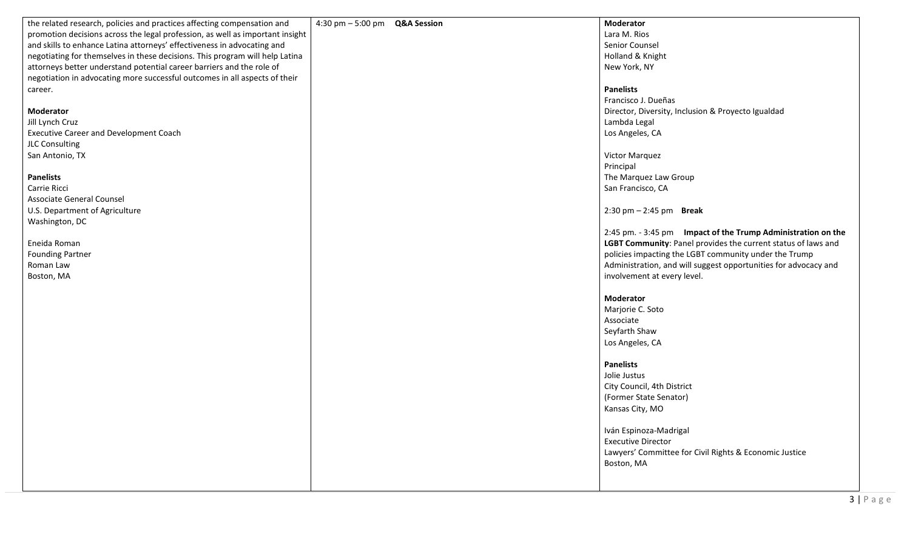the related research, policies and practices affecting compensation and promotion decisions across the legal profession, as well as important insight and skills to enhance Latina attorneys' effectiveness in advocating and negotiating for themselves in these decisions. This program will help Latina attorneys better understand potential career barriers and the role of negotiation in advocating more successful outcomes in all aspects of their career.

**Moderator**
Jill Lynch Cruz
Executive Career and Development Coach
JLC Consulting
San Antonio, TX

**Panelists**
Carrie Ricci
Associate General Counsel
U.S. Department of Agriculture
Washington, DC

Eneida Roman
Founding Partner
Roman Law
Boston, MA

4:30 pm – 5:00 pm **Q&A Session**

**Moderator**
Lara M. Rios
Senior Counsel
Holland & Knight
New York, NY

**Panelists**
Francisco J. Dueñas
Director, Diversity, Inclusion & Proyecto Igualdad
Lambda Legal
Los Angeles, CA

Victor Marquez
Principal
The Marquez Law Group
San Francisco, CA

2:30 pm – 2:45 pm **Break**

2:45 pm. - 3:45 pm **Impact of the Trump Administration on the LGBT Community**: Panel provides the current status of laws and policies impacting the LGBT community under the Trump Administration, and will suggest opportunities for advocacy and involvement at every level.

**Moderator**
Marjorie C. Soto
Associate
Seyfarth Shaw
Los Angeles, CA

**Panelists**
Jolie Justus
City Council, 4th District
(Former State Senator)
Kansas City, MO

Iván Espinoza-Madrigal
Executive Director
Lawyers' Committee for Civil Rights & Economic Justice
Boston, MA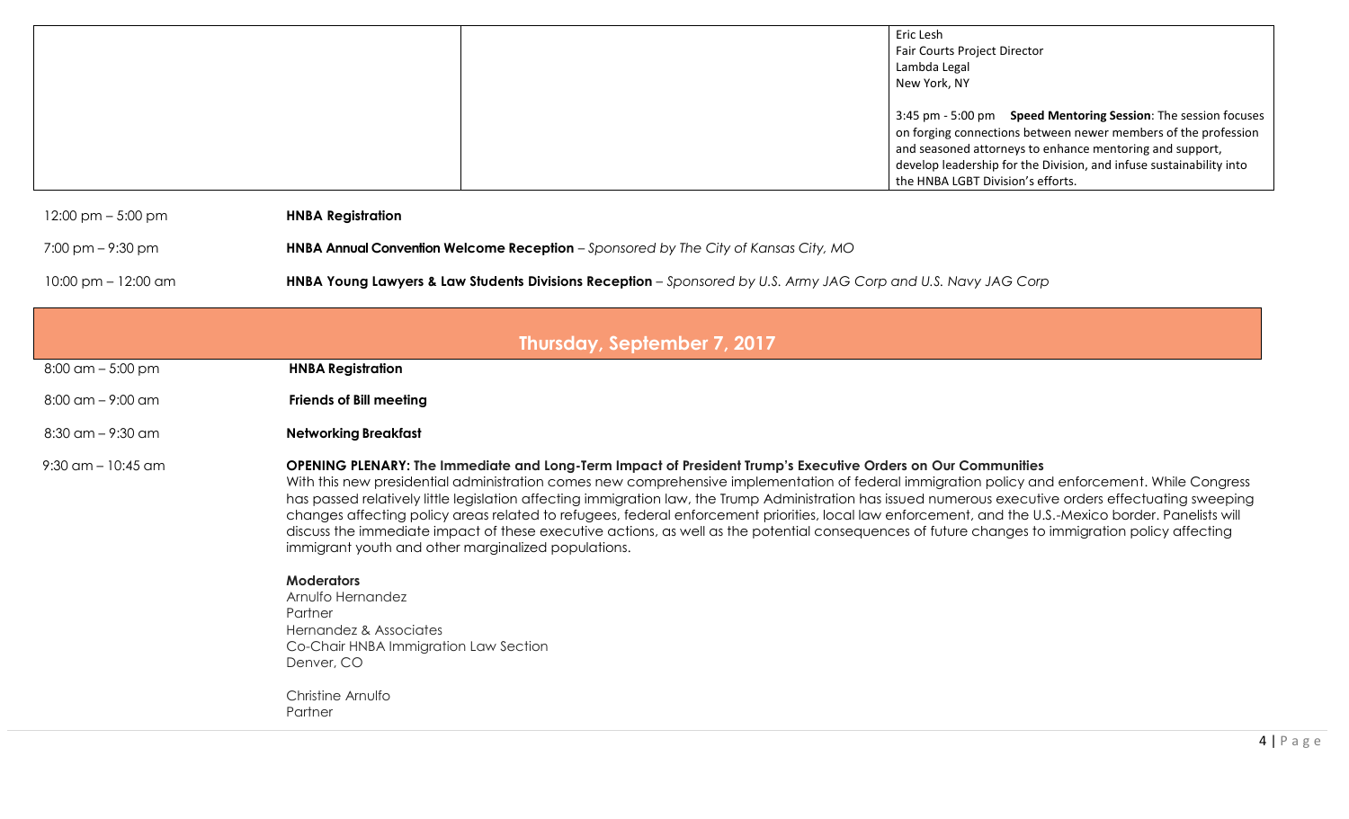| | | |
|---|---|---|
| | | Eric Lesh<br>Fair Courts Project Director<br>Lambda Legal<br>New York, NY<br><br>3:45 pm - 5:00 pm **Speed Mentoring Session**: The session focuses on forging connections between newer members of the profession and seasoned attorneys to enhance mentoring and support, develop leadership for the Division, and infuse sustainability into the HNBA LGBT Division's efforts. |

12:00 pm – 5:00 pm **HNBA Registration**

7:00 pm – 9:30 pm **HNBA Annual Convention Welcome Reception** – *Sponsored by The City of Kansas City, MO*

10:00 pm – 12:00 am **HNBA Young Lawyers & Law Students Divisions Reception** – *Sponsored by U.S. Army JAG Corp and U.S. Navy JAG Corp*

## Thursday, September 7, 2017

8:00 am – 5:00 pm **HNBA Registration**

8:00 am – 9:00 am **Friends of Bill meeting**

8:30 am – 9:30 am **Networking Breakfast**

9:30 am – 10:45 am **OPENING PLENARY: The Immediate and Long-Term Impact of President Trump's Executive Orders on Our Communities**

With this new presidential administration comes new comprehensive implementation of federal immigration policy and enforcement. While Congress has passed relatively little legislation affecting immigration law, the Trump Administration has issued numerous executive orders effectuating sweeping changes affecting policy areas related to refugees, federal enforcement priorities, local law enforcement, and the U.S.-Mexico border. Panelists will discuss the immediate impact of these executive actions, as well as the potential consequences of future changes to immigration policy affecting immigrant youth and other marginalized populations.

**Moderators**

Arnulfo Hernandez
Partner
Hernandez & Associates
Co-Chair HNBA Immigration Law Section
Denver, CO

Christine Arnulfo
Partner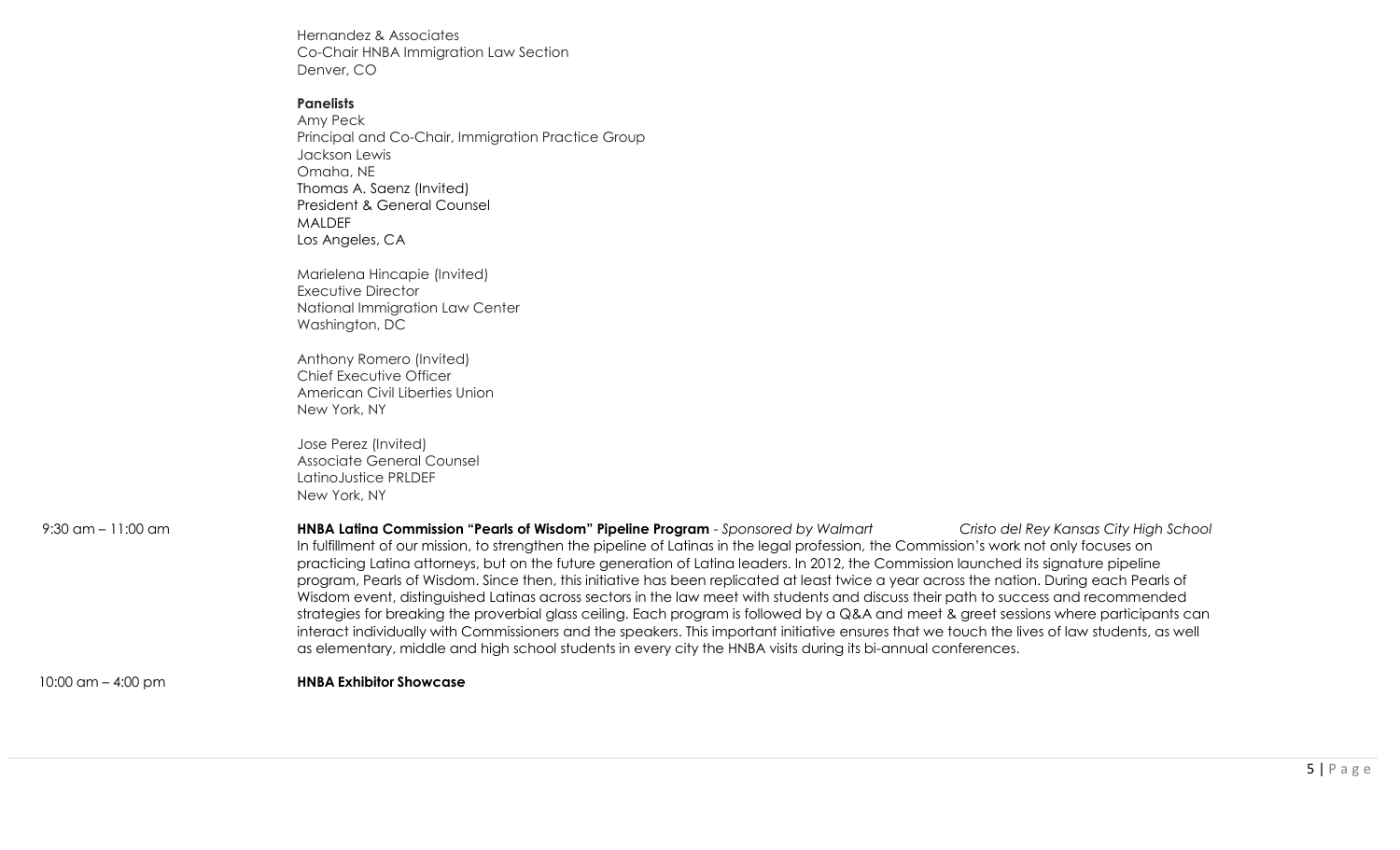Hernandez & Associates
Co-Chair HNBA Immigration Law Section
Denver, CO

**Panelists**

Amy Peck
Principal and Co-Chair, Immigration Practice Group
Jackson Lewis
Omaha, NE

Thomas A. Saenz (Invited)
President & General Counsel
MALDEF
Los Angeles, CA

Marielena Hincapie (Invited)
Executive Director
National Immigration Law Center
Washington, DC

Anthony Romero (Invited)
Chief Executive Officer
American Civil Liberties Union
New York, NY

Jose Perez (Invited)
Associate General Counsel
LatinoJustice PRLDEF
New York, NY

9:30 am – 11:00 am

**HNBA Latina Commission "Pearls of Wisdom" Pipeline Program** - *Sponsored by Walmart* — *Cristo del Rey Kansas City High School*

In fulfillment of our mission, to strengthen the pipeline of Latinas in the legal profession, the Commission's work not only focuses on practicing Latina attorneys, but on the future generation of Latina leaders. In 2012, the Commission launched its signature pipeline program, Pearls of Wisdom. Since then, this initiative has been replicated at least twice a year across the nation. During each Pearls of Wisdom event, distinguished Latinas across sectors in the law meet with students and discuss their path to success and recommended strategies for breaking the proverbial glass ceiling. Each program is followed by a Q&A and meet & greet sessions where participants can interact individually with Commissioners and the speakers. This important initiative ensures that we touch the lives of law students, as well as elementary, middle and high school students in every city the HNBA visits during its bi-annual conferences.

10:00 am – 4:00 pm

**HNBA Exhibitor Showcase**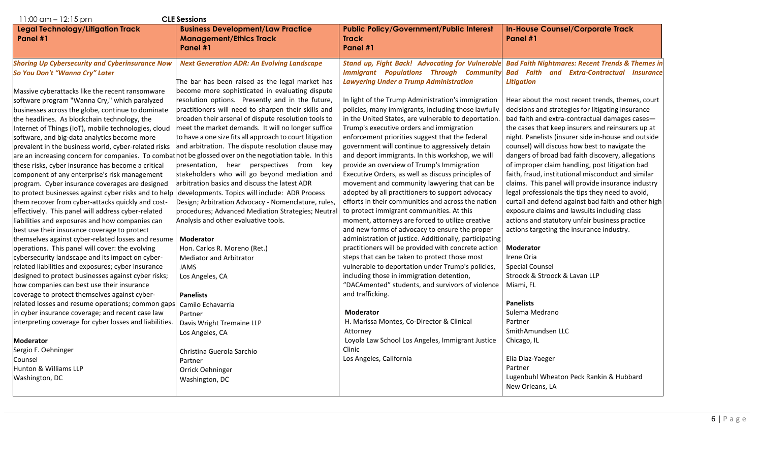11:00 am – 12:15 pm **CLE Sessions**

## Legal Technology/Litigation Track Panel #1

***Shoring Up Cybersecurity and Cyberinsurance Now So You Don't "Wanna Cry" Later***

Massive cyberattacks like the recent ransomware software program "Wanna Cry," which paralyzed businesses across the globe, continue to dominate the headlines. As blockchain technology, the Internet of Things (IoT), mobile technologies, cloud software, and big-data analytics become more prevalent in the business world, cyber-related risks are an increasing concern for companies. To combat these risks, cyber insurance has become a critical component of any enterprise's risk management program. Cyber insurance coverages are designed to protect businesses against cyber risks and to help them recover from cyber-attacks quickly and cost-effectively. This panel will address cyber-related liabilities and exposures and how companies can best use their insurance coverage to protect themselves against cyber-related losses and resume operations. This panel will cover: the evolving cybersecurity landscape and its impact on cyber-related liabilities and exposures; cyber insurance designed to protect businesses against cyber risks; how companies can best use their insurance coverage to protect themselves against cyber-related losses and resume operations; common gaps in cyber insurance coverage; and recent case law interpreting coverage for cyber losses and liabilities.

**Moderator**
Sergio F. Oehninger
Counsel
Hunton & Williams LLP
Washington, DC

## Business Development/Law Practice Management/Ethics Track Panel #1

***Next Generation ADR: An Evolving Landscape***

The bar has been raised as the legal market has become more sophisticated in evaluating dispute resolution options. Presently and in the future, practitioners will need to sharpen their skills and broaden their arsenal of dispute resolution tools to meet the market demands. It will no longer suffice to have a one size fits all approach to court litigation and arbitration. The dispute resolution clause may not be glossed over on the negotiation table. In this presentation, hear perspectives from key stakeholders who will go beyond mediation and arbitration basics and discuss the latest ADR developments. Topics will include: ADR Process Design; Arbitration Advocacy - Nomenclature, rules, procedures; Advanced Mediation Strategies; Neutral Analysis and other evaluative tools.

**Moderator**
Hon. Carlos R. Moreno (Ret.)
Mediator and Arbitrator
JAMS
Los Angeles, CA

**Panelists**
Camilo Echavarria
Partner
Davis Wright Tremaine LLP
Los Angeles, CA

Christina Guerola Sarchio
Partner
Orrick Oehninger
Washington, DC

## Public Policy/Government/Public Interest Track Panel #1

***Stand up, Fight Back! Advocating for Vulnerable Immigrant Populations Through Community Lawyering Under a Trump Administration***

In light of the Trump Administration's immigration policies, many immigrants, including those lawfully in the United States, are vulnerable to deportation. Trump's executive orders and immigration enforcement priorities suggest that the federal government will continue to aggressively detain and deport immigrants. In this workshop, we will provide an overview of Trump's Immigration Executive Orders, as well as discuss principles of movement and community lawyering that can be adopted by all practitioners to support advocacy efforts in their communities and across the nation to protect immigrant communities. At this moment, attorneys are forced to utilize creative and new forms of advocacy to ensure the proper administration of justice. Additionally, participating practitioners will be provided with concrete action steps that can be taken to protect those most vulnerable to deportation under Trump's policies, including those in immigration detention, "DACAmented" students, and survivors of violence and trafficking.

**Moderator**
H. Marissa Montes, Co-Director & Clinical Attorney
Loyola Law School Los Angeles, Immigrant Justice Clinic
Los Angeles, California

## In-House Counsel/Corporate Track Panel #1

***Bad Faith Nightmares: Recent Trends & Themes in Bad Faith and Extra-Contractual Insurance Litigation***

Hear about the most recent trends, themes, court decisions and strategies for litigating insurance bad faith and extra-contractual damages cases—the cases that keep insurers and reinsurers up at night. Panelists (insurer side in-house and outside counsel) will discuss how best to navigate the dangers of broad bad faith discovery, allegations of improper claim handling, post litigation bad faith, fraud, institutional misconduct and similar claims. This panel will provide insurance industry legal professionals the tips they need to avoid, curtail and defend against bad faith and other high exposure claims and lawsuits including class actions and statutory unfair business practice actions targeting the insurance industry.

**Moderator**
Irene Oria
Special Counsel
Stroock & Stroock & Lavan LLP
Miami, FL

**Panelists**
Sulema Medrano
Partner
SmithAmundsen LLC
Chicago, IL

Elia Diaz-Yaeger
Partner
Lugenbuhl Wheaton Peck Rankin & Hubbard
New Orleans, LA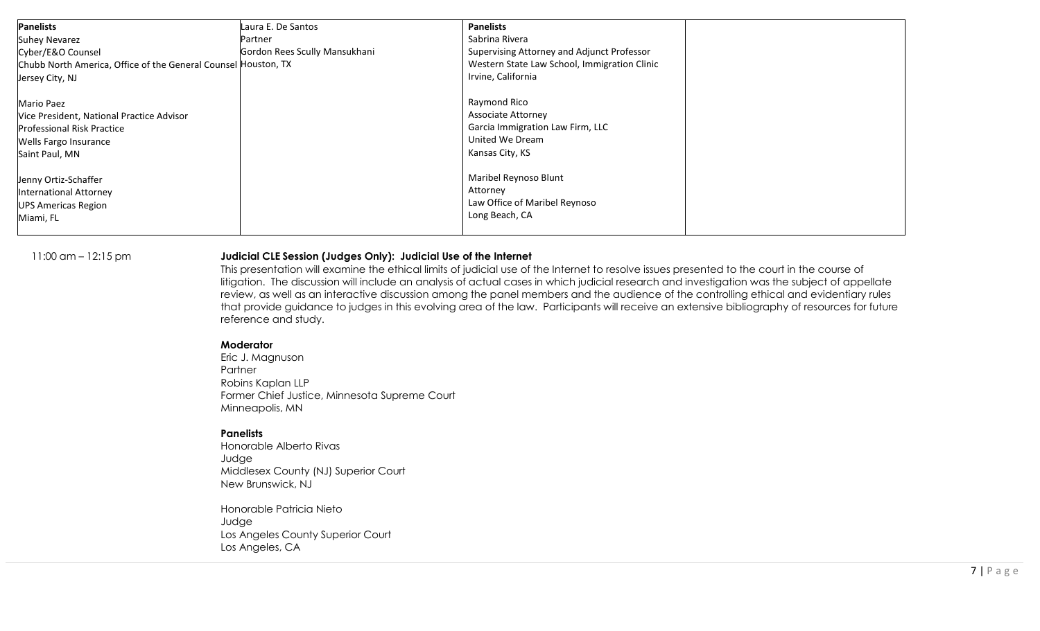| Panelists | Laura E. De Santos | Panelists | |
|---|---|---|---|
| Suhey Nevarez<br>Cyber/E&O Counsel<br>Chubb North America, Office of the General Counsel<br>Jersey City, NJ<br><br>Mario Paez<br>Vice President, National Practice Advisor<br>Professional Risk Practice<br>Wells Fargo Insurance<br>Saint Paul, MN<br><br>Jenny Ortiz-Schaffer<br>International Attorney<br>UPS Americas Region<br>Miami, FL | Partner<br>Gordon Rees Scully Mansukhani<br>Houston, TX | Sabrina Rivera<br>Supervising Attorney and Adjunct Professor<br>Western State Law School, Immigration Clinic<br>Irvine, California<br><br>Raymond Rico<br>Associate Attorney<br>Garcia Immigration Law Firm, LLC<br>United We Dream<br>Kansas City, KS<br><br>Maribel Reynoso Blunt<br>Attorney<br>Law Office of Maribel Reynoso<br>Long Beach, CA | |

11:00 am – 12:15 pm

**Judicial CLE Session (Judges Only): Judicial Use of the Internet**

This presentation will examine the ethical limits of judicial use of the Internet to resolve issues presented to the court in the course of litigation. The discussion will include an analysis of actual cases in which judicial research and investigation was the subject of appellate review, as well as an interactive discussion among the panel members and the audience of the controlling ethical and evidentiary rules that provide guidance to judges in this evolving area of the law. Participants will receive an extensive bibliography of resources for future reference and study.

**Moderator**

Eric J. Magnuson
Partner
Robins Kaplan LLP
Former Chief Justice, Minnesota Supreme Court
Minneapolis, MN

**Panelists**

Honorable Alberto Rivas
Judge
Middlesex County (NJ) Superior Court
New Brunswick, NJ

Honorable Patricia Nieto
Judge
Los Angeles County Superior Court
Los Angeles, CA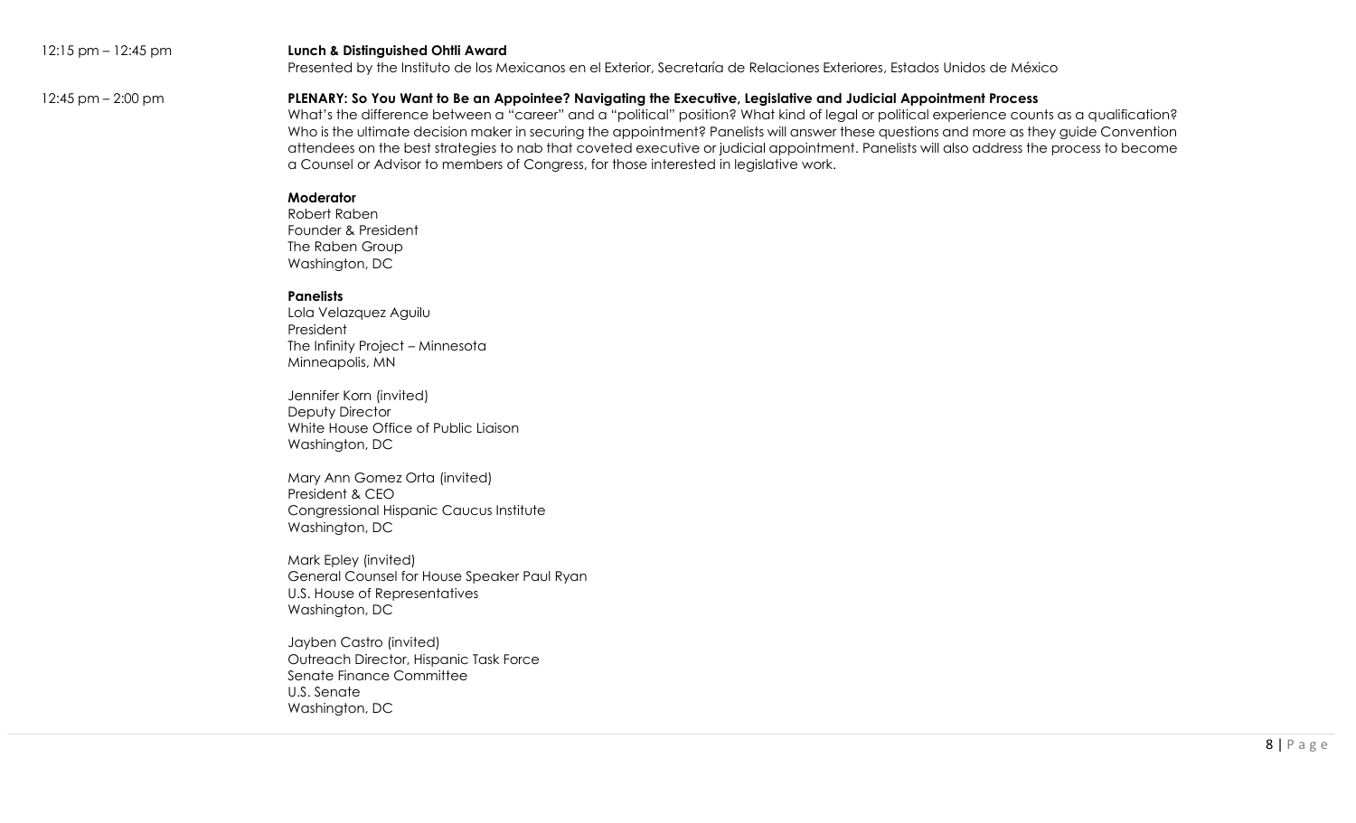12:15 pm – 12:45 pm

**Lunch & Distinguished Ohtli Award**
Presented by the Instituto de los Mexicanos en el Exterior, Secretaría de Relaciones Exteriores, Estados Unidos de México

12:45 pm – 2:00 pm

**PLENARY: So You Want to Be an Appointee? Navigating the Executive, Legislative and Judicial Appointment Process**
What's the difference between a "career" and a "political" position? What kind of legal or political experience counts as a qualification? Who is the ultimate decision maker in securing the appointment? Panelists will answer these questions and more as they guide Convention attendees on the best strategies to nab that coveted executive or judicial appointment. Panelists will also address the process to become a Counsel or Advisor to members of Congress, for those interested in legislative work.

**Moderator**
Robert Raben
Founder & President
The Raben Group
Washington, DC

**Panelists**
Lola Velazquez Aguilu
President
The Infinity Project – Minnesota
Minneapolis, MN

Jennifer Korn (invited)
Deputy Director
White House Office of Public Liaison
Washington, DC

Mary Ann Gomez Orta (invited)
President & CEO
Congressional Hispanic Caucus Institute
Washington, DC

Mark Epley (invited)
General Counsel for House Speaker Paul Ryan
U.S. House of Representatives
Washington, DC

Jayben Castro (invited)
Outreach Director, Hispanic Task Force
Senate Finance Committee
U.S. Senate
Washington, DC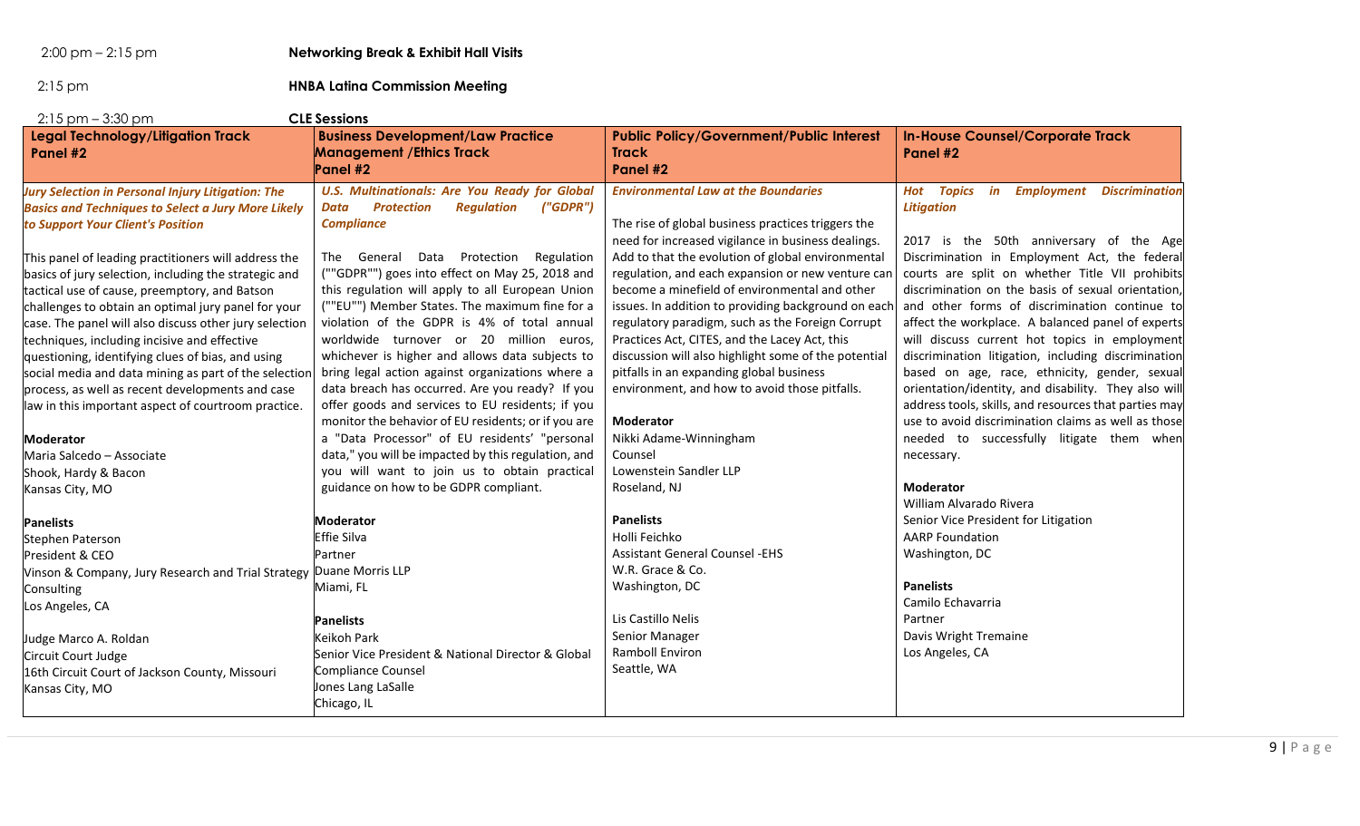2:00 pm – 2:15 pm **Networking Break & Exhibit Hall Visits**

2:15 pm **HNBA Latina Commission Meeting**

2:15 pm – 3:30 pm **CLE Sessions**

| **Legal Technology/Litigation Track Panel #2** | **Business Development/Law Practice Management /Ethics Track Panel #2** | **Public Policy/Government/Public Interest Track Panel #2** | **In-House Counsel/Corporate Track Panel #2** |
|---|---|---|---|
| ***Jury Selection in Personal Injury Litigation: The Basics and Techniques to Select a Jury More Likely to Support Your Client's Position***<br><br>This panel of leading practitioners will address the basics of jury selection, including the strategic and tactical use of cause, preemptory, and Batson challenges to obtain an optimal jury panel for your case. The panel will also discuss other jury selection techniques, including incisive and effective questioning, identifying clues of bias, and using social media and data mining as part of the selection process, as well as recent developments and case law in this important aspect of courtroom practice.<br><br>**Moderator**<br>Maria Salcedo – Associate<br>Shook, Hardy & Bacon<br>Kansas City, MO<br><br>**Panelists**<br>Stephen Paterson<br>President & CEO<br>Vinson & Company, Jury Research and Trial Strategy Consulting<br>Los Angeles, CA<br><br>Judge Marco A. Roldan<br>Circuit Court Judge<br>16th Circuit Court of Jackson County, Missouri<br>Kansas City, MO | ***U.S. Multinationals: Are You Ready for Global Data Protection Regulation ("GDPR") Compliance***<br><br>The General Data Protection Regulation (""GDPR"") goes into effect on May 25, 2018 and this regulation will apply to all European Union (""EU"") Member States. The maximum fine for a violation of the GDPR is 4% of total annual worldwide turnover or 20 million euros, whichever is higher and allows data subjects to bring legal action against organizations where a data breach has occurred. Are you ready? If you offer goods and services to EU residents; if you monitor the behavior of EU residents; or if you are a "Data Processor" of EU residents' "personal data," you will be impacted by this regulation, and you will want to join us to obtain practical guidance on how to be GDPR compliant.<br><br>**Moderator**<br>Effie Silva<br>Partner<br>Duane Morris LLP<br>Miami, FL<br><br>**Panelists**<br>Keikoh Park<br>Senior Vice President & National Director & Global Compliance Counsel<br>Jones Lang LaSalle<br>Chicago, IL | ***Environmental Law at the Boundaries***<br><br>The rise of global business practices triggers the need for increased vigilance in business dealings. Add to that the evolution of global environmental regulation, and each expansion or new venture can become a minefield of environmental and other issues. In addition to providing background on each regulatory paradigm, such as the Foreign Corrupt Practices Act, CITES, and the Lacey Act, this discussion will also highlight some of the potential pitfalls in an expanding global business environment, and how to avoid those pitfalls.<br><br>**Moderator**<br>Nikki Adame-Winningham<br>Counsel<br>Lowenstein Sandler LLP<br>Roseland, NJ<br><br>**Panelists**<br>Holli Feichko<br>Assistant General Counsel -EHS<br>W.R. Grace & Co.<br>Washington, DC<br><br>Lis Castillo Nelis<br>Senior Manager<br>Ramboll Environ<br>Seattle, WA | ***Hot Topics in Employment Discrimination Litigation***<br><br>2017 is the 50th anniversary of the Age Discrimination in Employment Act, the federal courts are split on whether Title VII prohibits discrimination on the basis of sexual orientation, and other forms of discrimination continue to affect the workplace. A balanced panel of experts will discuss current hot topics in employment discrimination litigation, including discrimination based on age, race, ethnicity, gender, sexual orientation/identity, and disability. They also will address tools, skills, and resources that parties may use to avoid discrimination claims as well as those needed to successfully litigate them when necessary.<br><br>**Moderator**<br>William Alvarado Rivera<br>Senior Vice President for Litigation<br>AARP Foundation<br>Washington, DC<br><br>**Panelists**<br>Camilo Echavarria<br>Partner<br>Davis Wright Tremaine<br>Los Angeles, CA |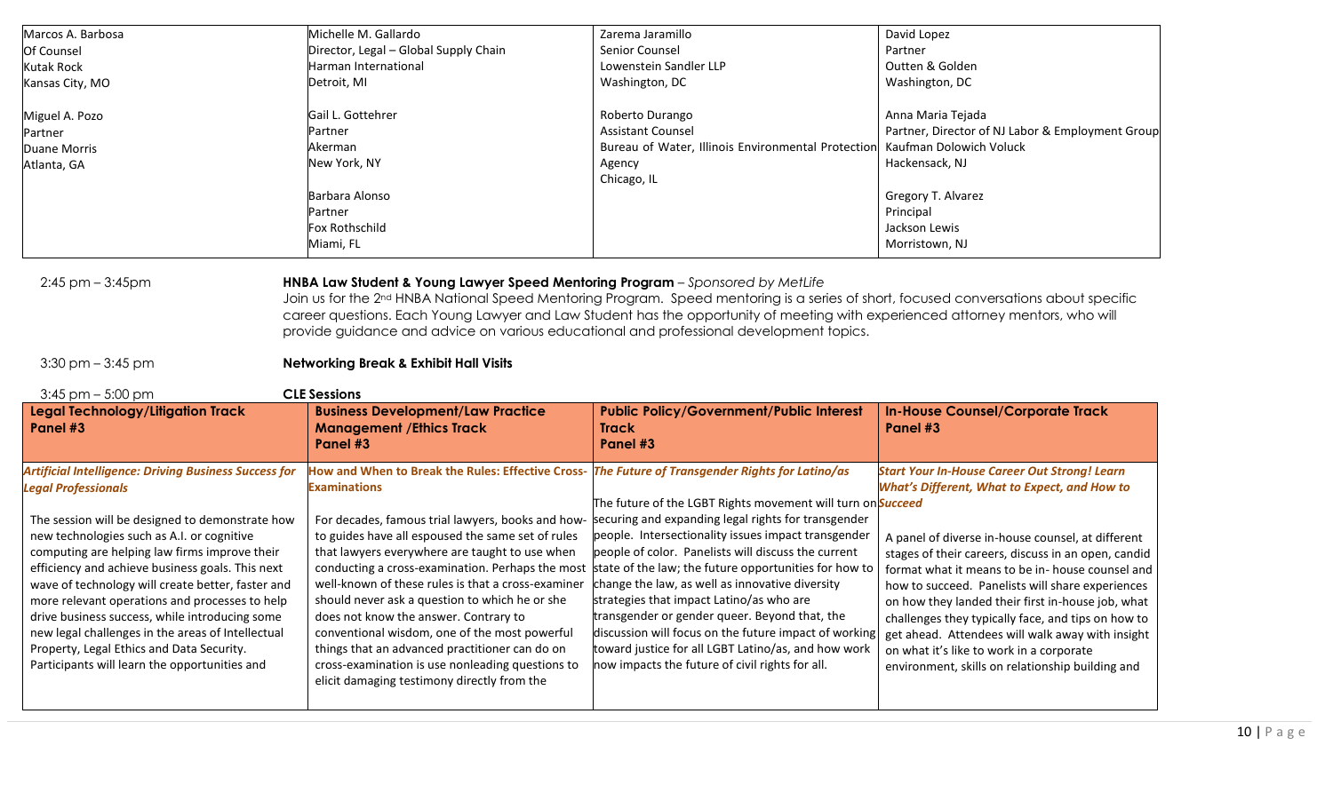| | | | |
|---|---|---|---|
| Marcos A. Barbosa<br>Of Counsel<br>Kutak Rock<br>Kansas City, MO | Michelle M. Gallardo<br>Director, Legal – Global Supply Chain<br>Harman International<br>Detroit, MI | Zarema Jaramillo<br>Senior Counsel<br>Lowenstein Sandler LLP<br>Washington, DC | David Lopez<br>Partner<br>Outten & Golden<br>Washington, DC |
| Miguel A. Pozo<br>Partner<br>Duane Morris<br>Atlanta, GA | Gail L. Gottehrer<br>Partner<br>Akerman<br>New York, NY | Roberto Durango<br>Assistant Counsel<br>Bureau of Water, Illinois Environmental Protection Agency<br>Chicago, IL | Anna Maria Tejada<br>Partner, Director of NJ Labor & Employment Group<br>Kaufman Dolowich Voluck<br>Hackensack, NJ |
| | Barbara Alonso<br>Partner<br>Fox Rothschild<br>Miami, FL | | Gregory T. Alvarez<br>Principal<br>Jackson Lewis<br>Morristown, NJ |

2:45 pm – 3:45pm **HNBA Law Student & Young Lawyer Speed Mentoring Program** – *Sponsored by MetLife*

Join us for the 2nd HNBA National Speed Mentoring Program. Speed mentoring is a series of short, focused conversations about specific career questions. Each Young Lawyer and Law Student has the opportunity of meeting with experienced attorney mentors, who will provide guidance and advice on various educational and professional development topics.

3:30 pm – 3:45 pm **Networking Break & Exhibit Hall Visits**

3:45 pm – 5:00 pm **CLE Sessions**

| **Legal Technology/Litigation Track Panel #3** | **Business Development/Law Practice Management /Ethics Track Panel #3** | **Public Policy/Government/Public Interest Track Panel #3** | **In-House Counsel/Corporate Track Panel #3** |
|---|---|---|---|
| ***Artificial Intelligence: Driving Business Success for Legal Professionals***<br><br>The session will be designed to demonstrate how new technologies such as A.I. or cognitive computing are helping law firms improve their efficiency and achieve business goals. This next wave of technology will create better, faster and more relevant operations and processes to help drive business success, while introducing some new legal challenges in the areas of Intellectual Property, Legal Ethics and Data Security. Participants will learn the opportunities and | **How and When to Break the Rules: Effective Cross-Examinations**<br><br>For decades, famous trial lawyers, books and how-to guides have all espoused the same set of rules that lawyers everywhere are taught to use when conducting a cross-examination. Perhaps the most well-known of these rules is that a cross-examiner should never ask a question to which he or she does not know the answer. Contrary to conventional wisdom, one of the most powerful things that an advanced practitioner can do on cross-examination is use nonleading questions to elicit damaging testimony directly from the | ***The Future of Transgender Rights for Latino/as***<br><br>The future of the LGBT Rights movement will turn on securing and expanding legal rights for transgender people. Intersectionality issues impact transgender people of color. Panelists will discuss the current state of the law; the future opportunities for how to change the law, as well as innovative diversity strategies that impact Latino/as who are transgender or gender queer. Beyond that, the discussion will focus on the future impact of working toward justice for all LGBT Latino/as, and how work now impacts the future of civil rights for all. | ***Start Your In-House Career Out Strong! Learn What's Different, What to Expect, and How to Succeed***<br><br>A panel of diverse in-house counsel, at different stages of their careers, discuss in an open, candid format what it means to be in- house counsel and how to succeed. Panelists will share experiences on how they landed their first in-house job, what challenges they typically face, and tips on how to get ahead. Attendees will walk away with insight on what it's like to work in a corporate environment, skills on relationship building and |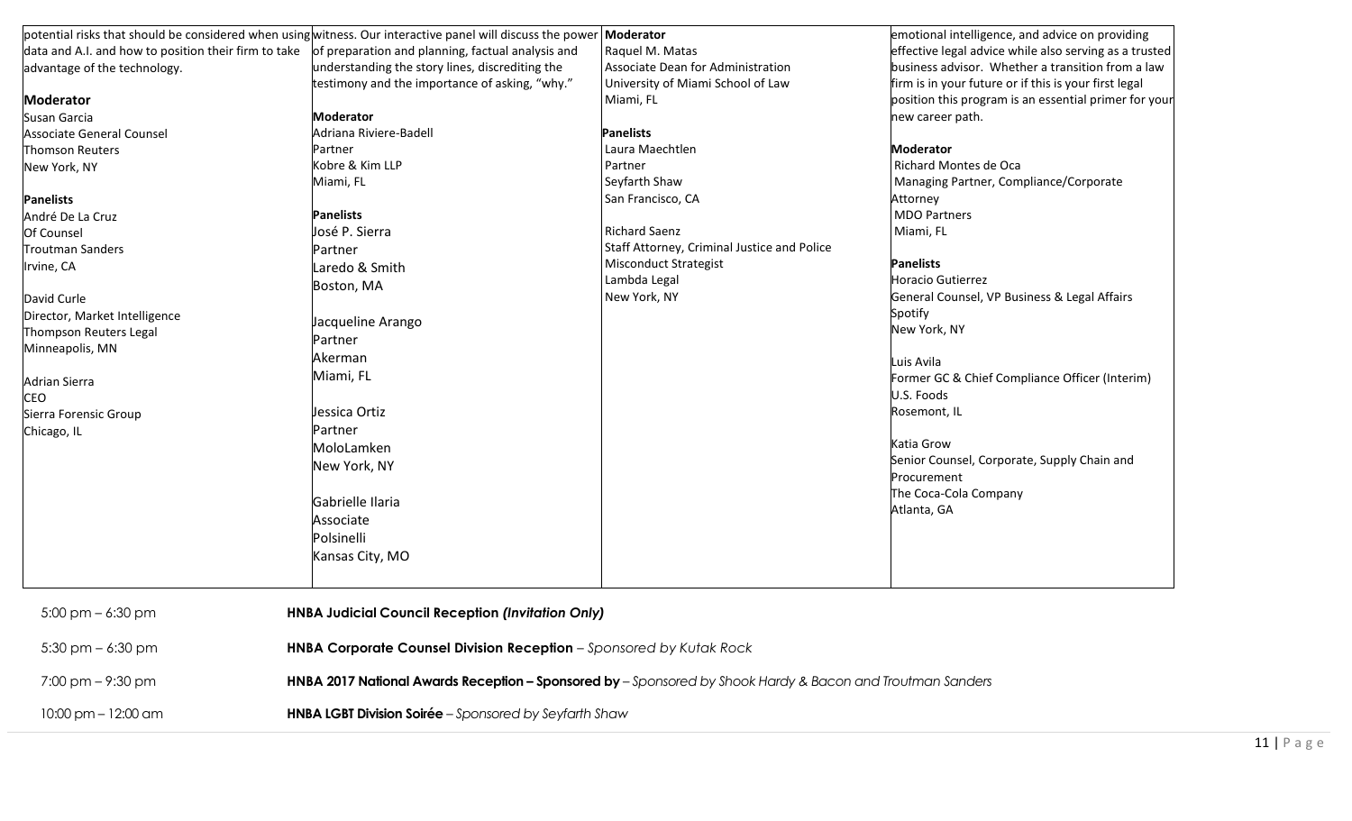| | | | |
|---|---|---|---|
| potential risks that should be considered when using data and A.I. and how to position their firm to take advantage of the technology.<br><br>**Moderator**<br>Susan Garcia<br>Associate General Counsel<br>Thomson Reuters<br>New York, NY<br><br>**Panelists**<br>André De La Cruz<br>Of Counsel<br>Troutman Sanders<br>Irvine, CA<br><br>David Curle<br>Director, Market Intelligence<br>Thompson Reuters Legal<br>Minneapolis, MN<br><br>Adrian Sierra<br>CEO<br>Sierra Forensic Group<br>Chicago, IL | witness. Our interactive panel will discuss the power of preparation and planning, factual analysis and understanding the story lines, discrediting the testimony and the importance of asking, "why."<br><br>**Moderator**<br>Adriana Riviere-Badell<br>Partner<br>Kobre & Kim LLP<br>Miami, FL<br><br>**Panelists**<br>José P. Sierra<br>Partner<br>Laredo & Smith<br>Boston, MA<br><br>Jacqueline Arango<br>Partner<br>Akerman<br>Miami, FL<br><br>Jessica Ortiz<br>Partner<br>MoloLamken<br>New York, NY<br><br>Gabrielle Ilaria<br>Associate<br>Polsinelli<br>Kansas City, MO | **Moderator**<br>Raquel M. Matas<br>Associate Dean for Administration<br>University of Miami School of Law<br>Miami, FL<br><br>**Panelists**<br>Laura Maechtlen<br>Partner<br>Seyfarth Shaw<br>San Francisco, CA<br><br>Richard Saenz<br>Staff Attorney, Criminal Justice and Police Misconduct Strategist<br>Lambda Legal<br>New York, NY | emotional intelligence, and advice on providing effective legal advice while also serving as a trusted business advisor. Whether a transition from a law firm is in your future or if this is your first legal position this program is an essential primer for your new career path.<br><br>**Moderator**<br>Richard Montes de Oca<br>Managing Partner, Compliance/Corporate Attorney<br>MDO Partners<br>Miami, FL<br><br>**Panelists**<br>Horacio Gutierrez<br>General Counsel, VP Business & Legal Affairs<br>Spotify<br>New York, NY<br><br>Luis Avila<br>Former GC & Chief Compliance Officer (Interim)<br>U.S. Foods<br>Rosemont, IL<br><br>Katia Grow<br>Senior Counsel, Corporate, Supply Chain and Procurement<br>The Coca-Cola Company<br>Atlanta, GA |

5:00 pm – 6:30 pm **HNBA Judicial Council Reception *(Invitation Only)***

5:30 pm – 6:30 pm **HNBA Corporate Counsel Division Reception** – *Sponsored by Kutak Rock*

7:00 pm – 9:30 pm **HNBA 2017 National Awards Reception – Sponsored by** – *Sponsored by Shook Hardy & Bacon and Troutman Sanders*

10:00 pm – 12:00 am **HNBA LGBT Division Soirée** – *Sponsored by Seyfarth Shaw*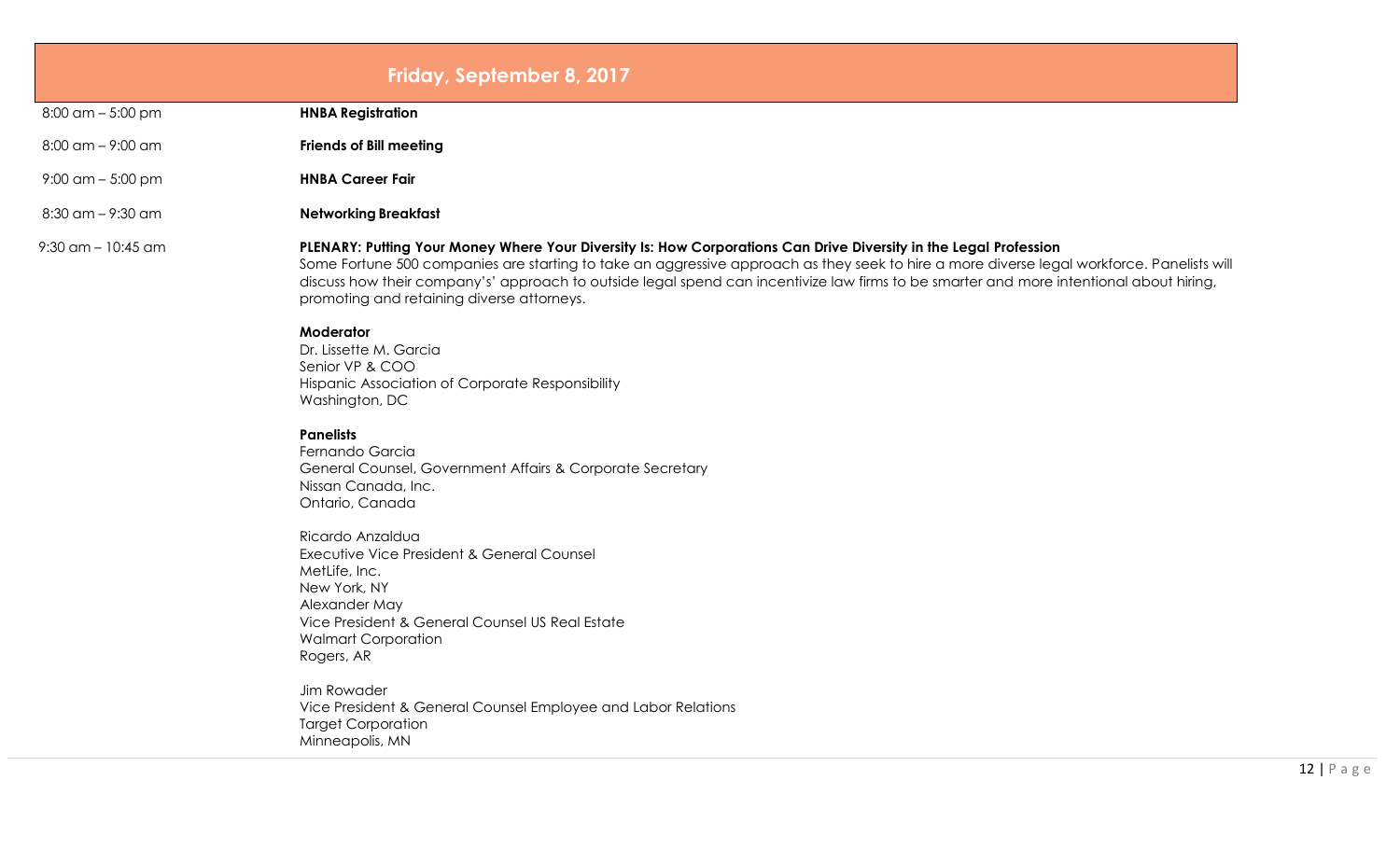## Friday, September 8, 2017

| | |
|---|---|
| 8:00 am – 5:00 pm | **HNBA Registration** |
| 8:00 am – 9:00 am | **Friends of Bill meeting** |
| 9:00 am – 5:00 pm | **HNBA Career Fair** |
| 8:30 am – 9:30 am | **Networking Breakfast** |

9:30 am – 10:45 am

**PLENARY: Putting Your Money Where Your Diversity Is: How Corporations Can Drive Diversity in the Legal Profession**
Some Fortune 500 companies are starting to take an aggressive approach as they seek to hire a more diverse legal workforce. Panelists will discuss how their company's' approach to outside legal spend can incentivize law firms to be smarter and more intentional about hiring, promoting and retaining diverse attorneys.

**Moderator**
Dr. Lissette M. Garcia
Senior VP & COO
Hispanic Association of Corporate Responsibility
Washington, DC

**Panelists**
Fernando Garcia
General Counsel, Government Affairs & Corporate Secretary
Nissan Canada, Inc.
Ontario, Canada

Ricardo Anzaldua
Executive Vice President & General Counsel
MetLife, Inc.
New York, NY
Alexander May
Vice President & General Counsel US Real Estate
Walmart Corporation
Rogers, AR

Jim Rowader
Vice President & General Counsel Employee and Labor Relations
Target Corporation
Minneapolis, MN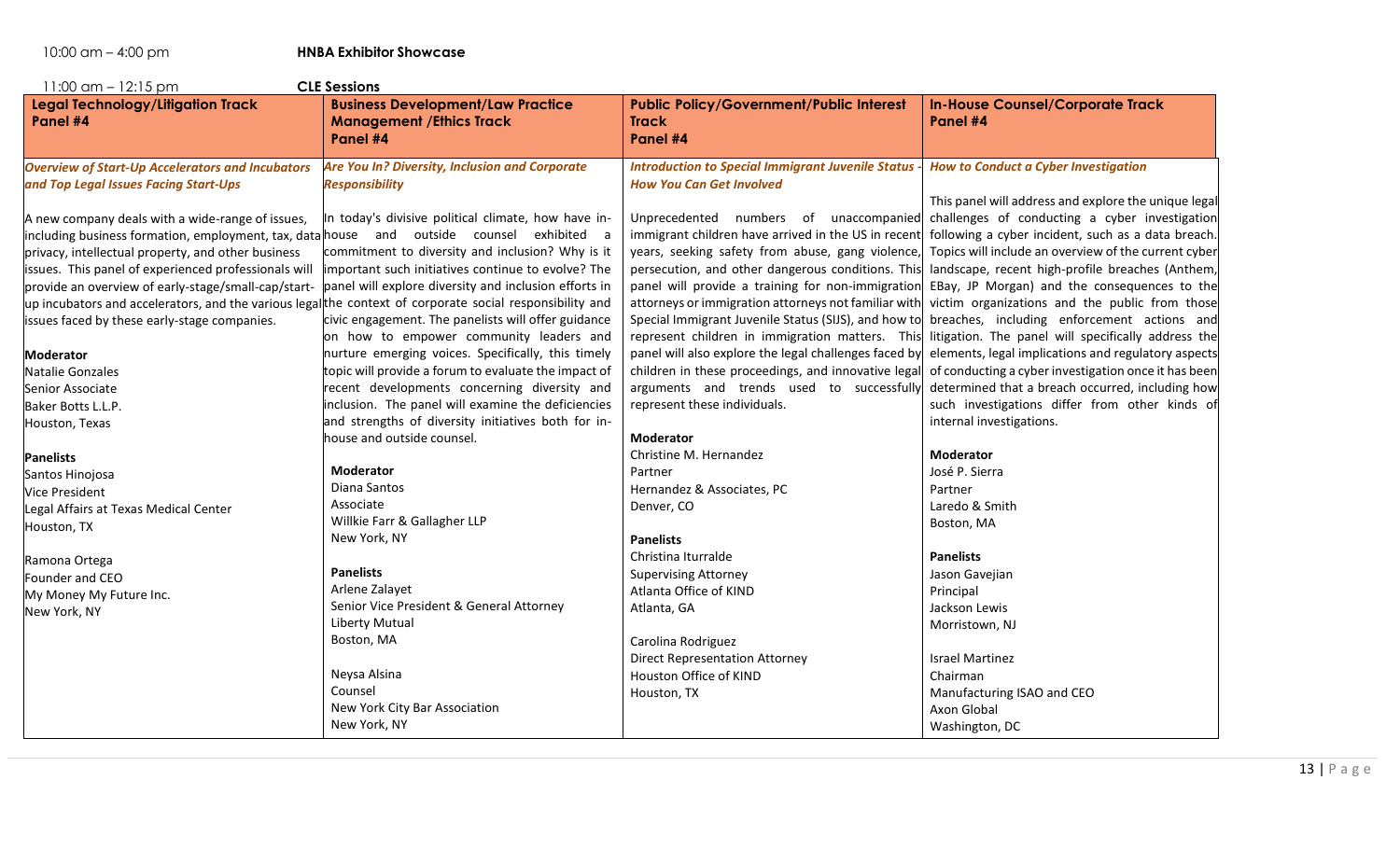10:00 am – 4:00 pm **HNBA Exhibitor Showcase**

11:00 am – 12:15 pm **CLE Sessions**

| **Legal Technology/Litigation Track Panel #4** | **Business Development/Law Practice Management /Ethics Track Panel #4** | **Public Policy/Government/Public Interest Track Panel #4** | **In-House Counsel/Corporate Track Panel #4** |
|---|---|---|---|
| ***Overview of Start-Up Accelerators and Incubators and Top Legal Issues Facing Start-Ups*** <br><br> A new company deals with a wide-range of issues, including business formation, employment, tax, data privacy, intellectual property, and other business issues. This panel of experienced professionals will provide an overview of early-stage/small-cap/start-up incubators and accelerators, and the various legal issues faced by these early-stage companies. <br><br> **Moderator** <br> Natalie Gonzales <br> Senior Associate <br> Baker Botts L.L.P. <br> Houston, Texas <br><br> **Panelists** <br> Santos Hinojosa <br> Vice President <br> Legal Affairs at Texas Medical Center <br> Houston, TX <br><br> Ramona Ortega <br> Founder and CEO <br> My Money My Future Inc. <br> New York, NY | ***Are You In? Diversity, Inclusion and Corporate Responsibility*** <br><br> In today's divisive political climate, how have in-house and outside counsel exhibited a commitment to diversity and inclusion? Why is it important such initiatives continue to evolve? The panel will explore diversity and inclusion efforts in the context of corporate social responsibility and civic engagement. The panelists will offer guidance on how to empower community leaders and nurture emerging voices. Specifically, this timely topic will provide a forum to evaluate the impact of recent developments concerning diversity and inclusion. The panel will examine the deficiencies and strengths of diversity initiatives both for in-house and outside counsel. <br><br> **Moderator** <br> Diana Santos <br> Associate <br> Willkie Farr & Gallagher LLP <br> New York, NY <br><br> **Panelists** <br> Arlene Zalayet <br> Senior Vice President & General Attorney <br> Liberty Mutual <br> Boston, MA <br><br> Neysa Alsina <br> Counsel <br> New York City Bar Association <br> New York, NY | ***Introduction to Special Immigrant Juvenile Status - How You Can Get Involved*** <br><br> Unprecedented numbers of unaccompanied immigrant children have arrived in the US in recent years, seeking safety from abuse, gang violence, persecution, and other dangerous conditions. This panel will provide a training for non-immigration attorneys or immigration attorneys not familiar with Special Immigrant Juvenile Status (SIJS), and how to represent children in immigration matters. This panel will also explore the legal challenges faced by children in these proceedings, and innovative legal arguments and trends used to successfully represent these individuals. <br><br> **Moderator** <br> Christine M. Hernandez <br> Partner <br> Hernandez & Associates, PC <br> Denver, CO <br><br> **Panelists** <br> Christina Iturralde <br> Supervising Attorney <br> Atlanta Office of KIND <br> Atlanta, GA <br><br> Carolina Rodriguez <br> Direct Representation Attorney <br> Houston Office of KIND <br> Houston, TX | ***How to Conduct a Cyber Investigation*** <br><br> This panel will address and explore the unique legal challenges of conducting a cyber investigation following a cyber incident, such as a data breach. Topics will include an overview of the current cyber landscape, recent high-profile breaches (Anthem, EBay, JP Morgan) and the consequences to the victim organizations and the public from those breaches, including enforcement actions and litigation. The panel will specifically address the elements, legal implications and regulatory aspects of conducting a cyber investigation once it has been determined that a breach occurred, including how such investigations differ from other kinds of internal investigations. <br><br> **Moderator** <br> José P. Sierra <br> Partner <br> Laredo & Smith <br> Boston, MA <br><br> **Panelists** <br> Jason Gavejian <br> Principal <br> Jackson Lewis <br> Morristown, NJ <br><br> Israel Martinez <br> Chairman <br> Manufacturing ISAO and CEO <br> Axon Global <br> Washington, DC |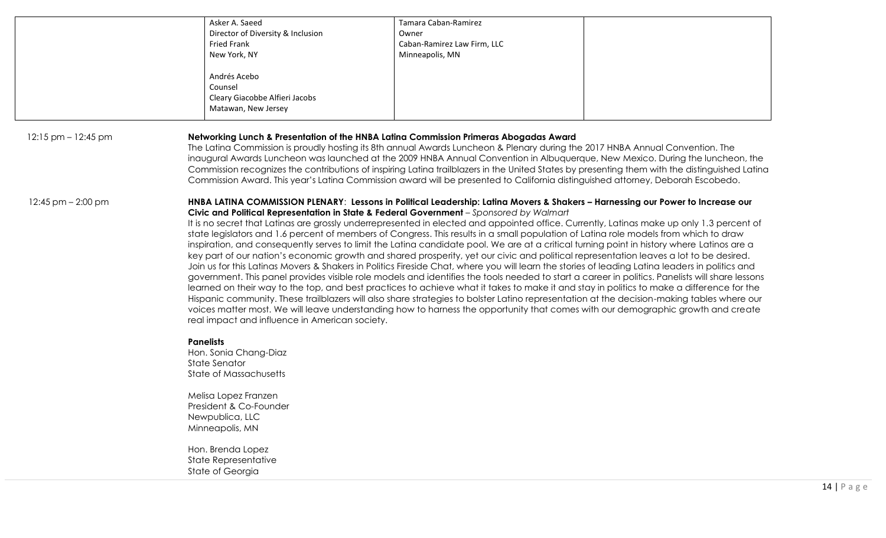| | | | |
|---|---|---|---|
| | Asker A. Saeed<br>Director of Diversity & Inclusion<br>Fried Frank<br>New York, NY<br><br>Andrés Acebo<br>Counsel<br>Cleary Giacobbe Alfieri Jacobs<br>Matawan, New Jersey | Tamara Caban-Ramirez<br>Owner<br>Caban-Ramirez Law Firm, LLC<br>Minneapolis, MN | |

12:15 pm – 12:45 pm

**Networking Lunch & Presentation of the HNBA Latina Commission Primeras Abogadas Award**

The Latina Commission is proudly hosting its 8th annual Awards Luncheon & Plenary during the 2017 HNBA Annual Convention. The inaugural Awards Luncheon was launched at the 2009 HNBA Annual Convention in Albuquerque, New Mexico. During the luncheon, the Commission recognizes the contributions of inspiring Latina trailblazers in the United States by presenting them with the distinguished Latina Commission Award. This year's Latina Commission award will be presented to California distinguished attorney, Deborah Escobedo.

12:45 pm – 2:00 pm

**HNBA LATINA COMMISSION PLENARY**: **Lessons in Political Leadership: Latina Movers & Shakers – Harnessing our Power to Increase our Civic and Political Representation in State & Federal Government** – *Sponsored by Walmart*

It is no secret that Latinas are grossly underrepresented in elected and appointed office. Currently, Latinas make up only 1.3 percent of state legislators and 1.6 percent of members of Congress. This results in a small population of Latina role models from which to draw inspiration, and consequently serves to limit the Latina candidate pool. We are at a critical turning point in history where Latinos are a key part of our nation's economic growth and shared prosperity, yet our civic and political representation leaves a lot to be desired. Join us for this Latinas Movers & Shakers in Politics Fireside Chat, where you will learn the stories of leading Latina leaders in politics and government. This panel provides visible role models and identifies the tools needed to start a career in politics. Panelists will share lessons learned on their way to the top, and best practices to achieve what it takes to make it and stay in politics to make a difference for the Hispanic community. These trailblazers will also share strategies to bolster Latino representation at the decision-making tables where our voices matter most. We will leave understanding how to harness the opportunity that comes with our demographic growth and create real impact and influence in American society.

**Panelists**

Hon. Sonia Chang-Diaz
State Senator
State of Massachusetts

Melisa Lopez Franzen
President & Co-Founder
Newpublica, LLC
Minneapolis, MN

Hon. Brenda Lopez
State Representative
State of Georgia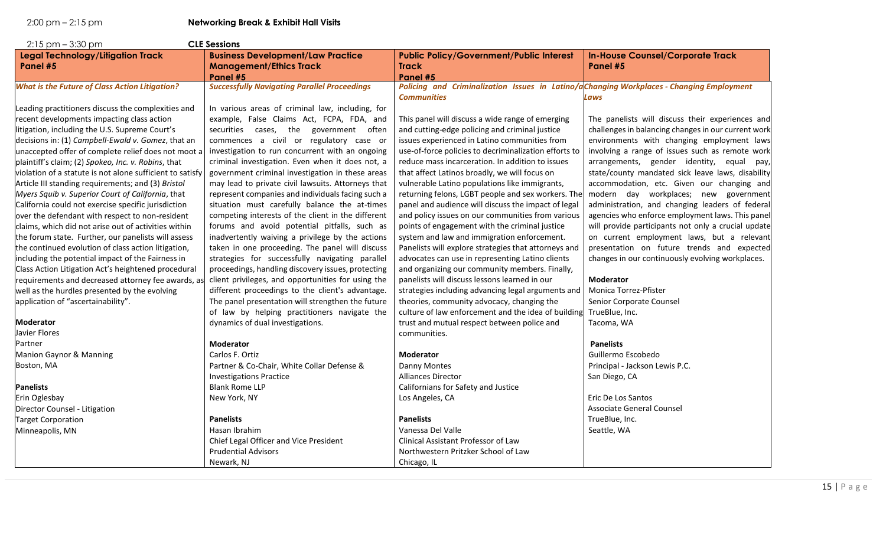2:00 pm – 2:15 pm **Networking Break & Exhibit Hall Visits**

2:15 pm – 3:30 pm **CLE Sessions**

| **Legal Technology/Litigation Track Panel #5** | **Business Development/Law Practice Management/Ethics Track Panel #5** | **Public Policy/Government/Public Interest Track Panel #5** | **In-House Counsel/Corporate Track Panel #5** |
|---|---|---|---|
| ***What is the Future of Class Action Litigation?*** | ***Successfully Navigating Parallel Proceedings*** | ***Policing and Criminalization Issues in Latino/a Communities*** | ***Changing Workplaces - Changing Employment Laws*** |
| Leading practitioners discuss the complexities and recent developments impacting class action litigation, including the U.S. Supreme Court's decisions in: (1) *Campbell-Ewald v. Gomez*, that an unaccepted offer of complete relief does not moot a plaintiff's claim; (2) *Spokeo, Inc. v. Robins*, that violation of a statute is not alone sufficient to satisfy Article III standing requirements; and (3) *Bristol Myers Squib v. Superior Court of California*, that California could not exercise specific jurisdiction over the defendant with respect to non-resident claims, which did not arise out of activities within the forum state. Further, our panelists will assess the continued evolution of class action litigation, including the potential impact of the Fairness in Class Action Litigation Act's heightened procedural requirements and decreased attorney fee awards, as well as the hurdles presented by the evolving application of "ascertainability". | In various areas of criminal law, including, for example, False Claims Act, FCPA, FDA, and securities cases, the government often commences a civil or regulatory case or investigation to run concurrent with an ongoing criminal investigation. Even when it does not, a government criminal investigation in these areas may lead to private civil lawsuits. Attorneys that represent companies and individuals facing such a situation must carefully balance the at-times competing interests of the client in the different forums and avoid potential pitfalls, such as inadvertently waiving a privilege by the actions taken in one proceeding. The panel will discuss strategies for successfully navigating parallel proceedings, handling discovery issues, protecting client privileges, and opportunities for using the different proceedings to the client's advantage. The panel presentation will strengthen the future of law by helping practitioners navigate the dynamics of dual investigations. | This panel will discuss a wide range of emerging and cutting-edge policing and criminal justice issues experienced in Latino communities from use-of-force policies to decriminalization efforts to reduce mass incarceration. In addition to issues that affect Latinos broadly, we will focus on vulnerable Latino populations like immigrants, returning felons, LGBT people and sex workers. The panel and audience will discuss the impact of legal and policy issues on our communities from various points of engagement with the criminal justice system and law and immigration enforcement. Panelists will explore strategies that attorneys and advocates can use in representing Latino clients and organizing our community members. Finally, panelists will discuss lessons learned in our strategies including advancing legal arguments and theories, community advocacy, changing the culture of law enforcement and the idea of building trust and mutual respect between police and communities. | The panelists will discuss their experiences and challenges in balancing changes in our current work environments with changing employment laws involving a range of issues such as remote work arrangements, gender identity, equal pay, state/county mandated sick leave laws, disability accommodation, etc. Given our changing and modern day workplaces; new government administration, and changing leaders of federal agencies who enforce employment laws. This panel will provide participants not only a crucial update on current employment laws, but a relevant presentation on future trends and expected changes in our continuously evolving workplaces. |
| **Moderator**<br>Javier Flores<br>Partner<br>Manion Gaynor & Manning<br>Boston, MA | **Moderator**<br>Carlos F. Ortiz<br>Partner & Co-Chair, White Collar Defense & Investigations Practice<br>Blank Rome LLP<br>New York, NY | **Moderator**<br>Danny Montes<br>Alliances Director<br>Californians for Safety and Justice<br>Los Angeles, CA | **Moderator**<br>Monica Torrez-Pfister<br>Senior Corporate Counsel<br>TrueBlue, Inc.<br>Tacoma, WA |
| **Panelists**<br>Erin Oglesbay<br>Director Counsel - Litigation<br>Target Corporation<br>Minneapolis, MN | **Panelists**<br>Hasan Ibrahim<br>Chief Legal Officer and Vice President<br>Prudential Advisors<br>Newark, NJ | **Panelists**<br>Vanessa Del Valle<br>Clinical Assistant Professor of Law<br>Northwestern Pritzker School of Law<br>Chicago, IL | **Panelists**<br>Guillermo Escobedo<br>Principal - Jackson Lewis P.C.<br>San Diego, CA<br><br>Eric De Los Santos<br>Associate General Counsel<br>TrueBlue, Inc.<br>Seattle, WA |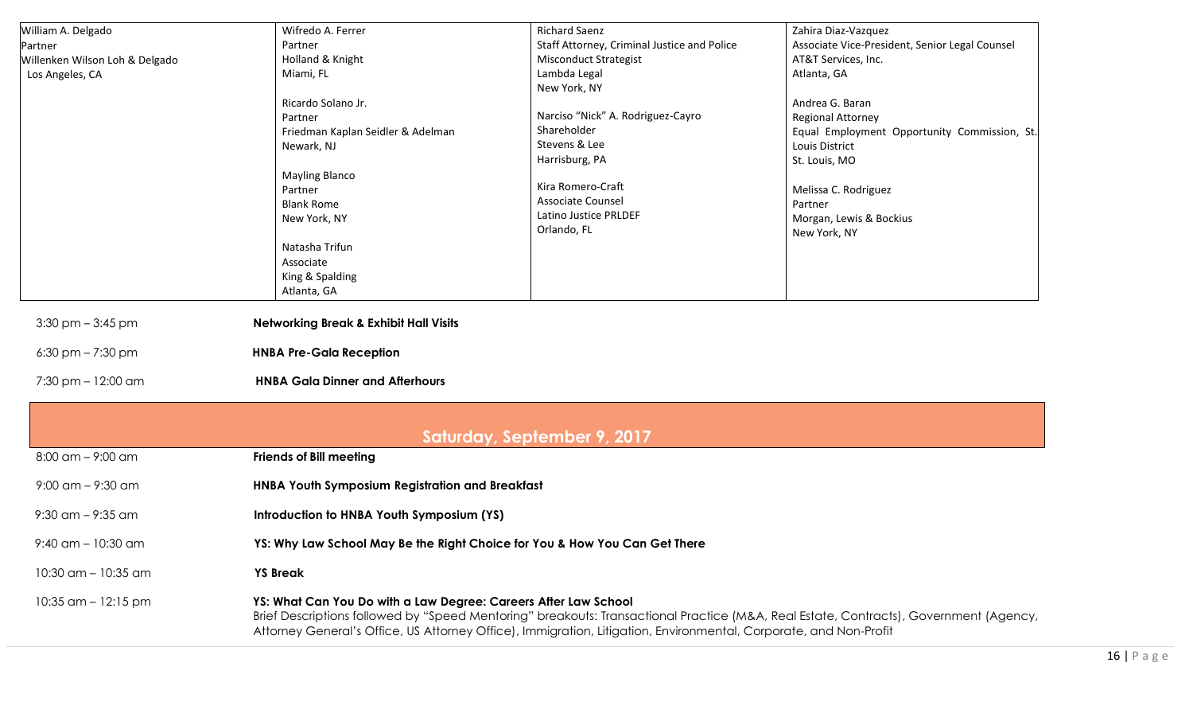| William A. Delgado<br>Partner<br>Willenken Wilson Loh & Delgado<br>Los Angeles, CA | Wifredo A. Ferrer<br>Partner<br>Holland & Knight<br>Miami, FL<br><br>Ricardo Solano Jr.<br>Partner<br>Friedman Kaplan Seidler & Adelman<br>Newark, NJ<br><br>Mayling Blanco<br>Partner<br>Blank Rome<br>New York, NY<br><br>Natasha Trifun<br>Associate<br>King & Spalding<br>Atlanta, GA | Richard Saenz<br>Staff Attorney, Criminal Justice and Police Misconduct Strategist<br>Lambda Legal<br>New York, NY<br><br>Narciso "Nick" A. Rodriguez-Cayro<br>Shareholder<br>Stevens & Lee<br>Harrisburg, PA<br><br>Kira Romero-Craft<br>Associate Counsel<br>Latino Justice PRLDEF<br>Orlando, FL | Zahira Diaz-Vazquez<br>Associate Vice-President, Senior Legal Counsel<br>AT&T Services, Inc.<br>Atlanta, GA<br><br>Andrea G. Baran<br>Regional Attorney<br>Equal Employment Opportunity Commission, St. Louis District<br>St. Louis, MO<br><br>Melissa C. Rodriguez<br>Partner<br>Morgan, Lewis & Bockius<br>New York, NY |
|---|---|---|---|

3:30 pm – 3:45 pm **Networking Break & Exhibit Hall Visits**

6:30 pm – 7:30 pm **HNBA Pre-Gala Reception**

7:30 pm – 12:00 am **HNBA Gala Dinner and Afterhours**

## Saturday, September 9, 2017

8:00 am – 9:00 am **Friends of Bill meeting**

9:00 am – 9:30 am **HNBA Youth Symposium Registration and Breakfast**

9:30 am – 9:35 am **Introduction to HNBA Youth Symposium (YS)**

9:40 am – 10:30 am **YS: Why Law School May Be the Right Choice for You & How You Can Get There**

10:30 am – 10:35 am **YS Break**

10:35 am – 12:15 pm **YS: What Can You Do with a Law Degree: Careers After Law School**
Brief Descriptions followed by "Speed Mentoring" breakouts: Transactional Practice (M&A, Real Estate, Contracts), Government (Agency, Attorney General's Office, US Attorney Office), Immigration, Litigation, Environmental, Corporate, and Non-Profit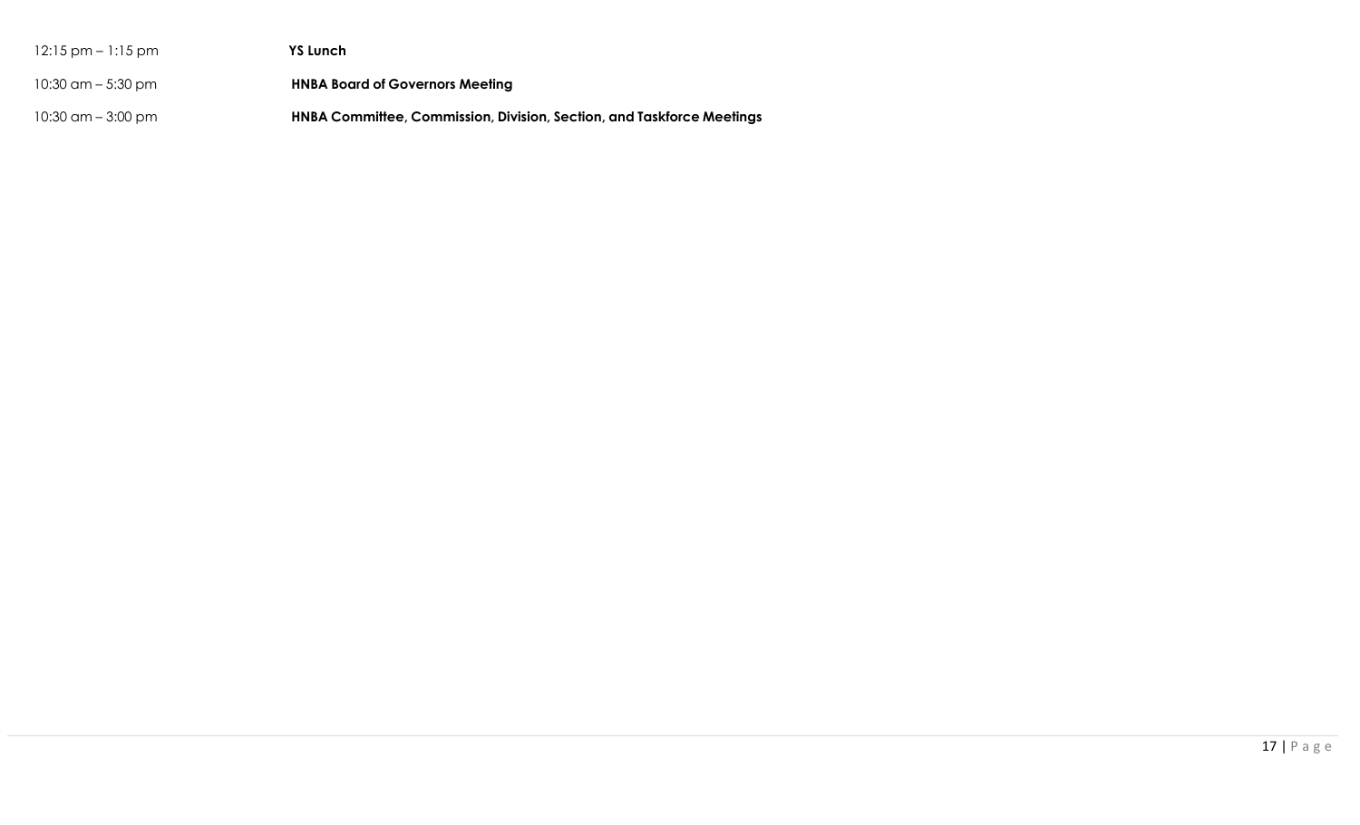12:15 pm – 1:15 pm **YS Lunch**

10:30 am – 5:30 pm **HNBA Board of Governors Meeting**

10:30 am – 3:00 pm **HNBA Committee, Commission, Division, Section, and Taskforce Meetings**